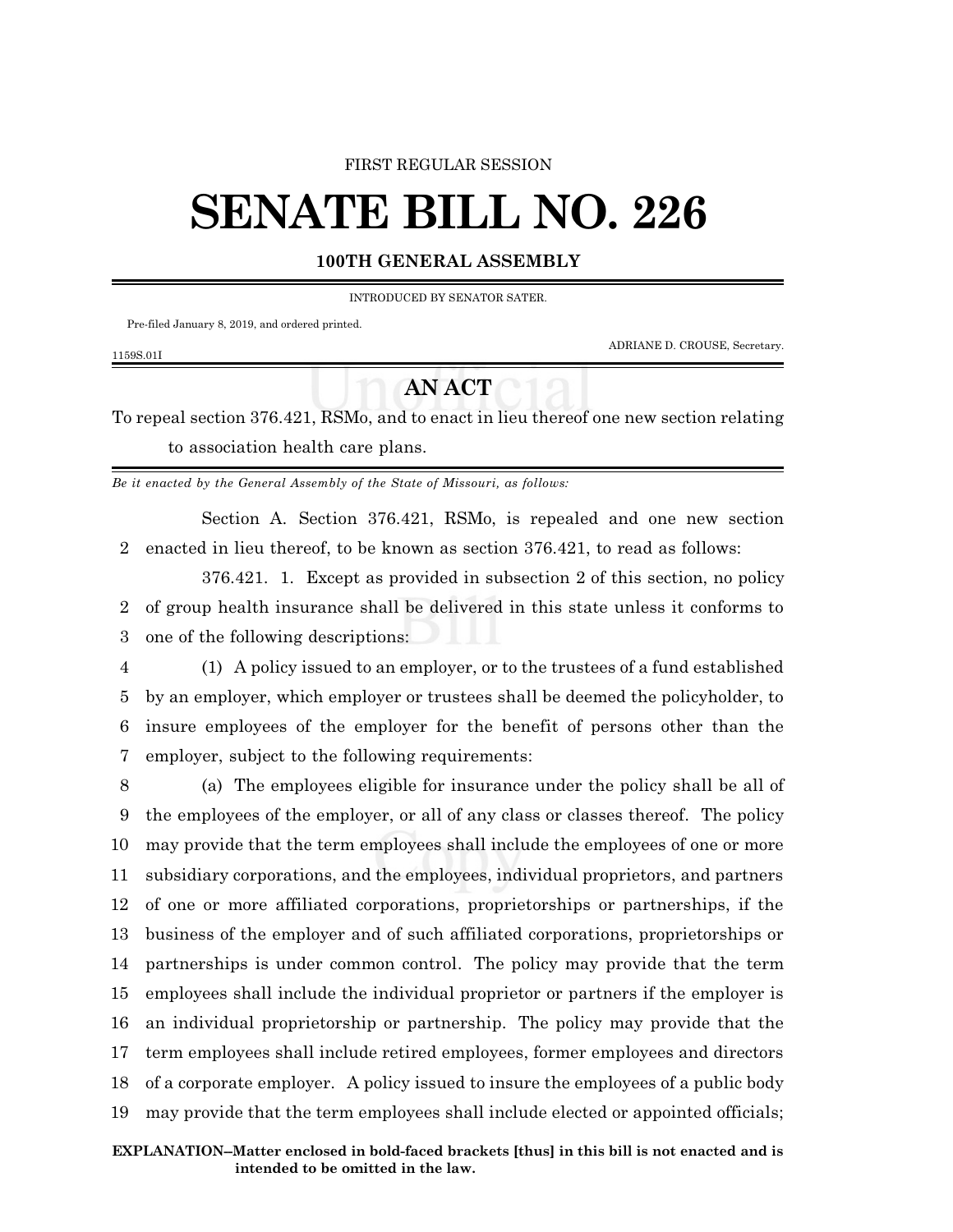FIRST REGULAR SESSION

# SENATE BILL NO. 226

**100TH GENERAL ASSEMBLY**

INTRODUCED BY SENATOR SATER.

Pre-filed January 8, 2019, and ordered printed.

ADRIANE D. CROUSE, Secretary.

1159S.01I

## AN ACT

To repeal section 376.421, RSMo, and to enact in lieu thereof one new section relating to association health care plans.

*Be it enacted by the General Assembly of the State of Missouri, as follows:*

Section A. Section 376.421, RSMo, is repealed and one new section enacted in lieu thereof, to be known as section 376.421, to read as follows:

376.421. 1. Except as provided in subsection 2 of this section, no policy of group health insurance shall be delivered in this state unless it conforms to one of the following descriptions:

(1) A policy issued to an employer, or to the trustees of a fund established by an employer, which employer or trustees shall be deemed the policyholder, to insure employees of the employer for the benefit of persons other than the employer, subject to the following requirements:

(a) The employees eligible for insurance under the policy shall be all of the employees of the employer, or all of any class or classes thereof. The policy may provide that the term employees shall include the employees of one or more subsidiary corporations, and the employees, individual proprietors, and partners of one or more affiliated corporations, proprietorships or partnerships, if the business of the employer and of such affiliated corporations, proprietorships or partnerships is under common control. The policy may provide that the term employees shall include the individual proprietor or partners if the employer is an individual proprietorship or partnership. The policy may provide that the term employees shall include retired employees, former employees and directors of a corporate employer. A policy issued to insure the employees of a public body may provide that the term employees shall include elected or appointed officials;

**EXPLANATION–Matter enclosed in bold-faced brackets [thus] in this bill is not enacted and is intended to be omitted in the law.**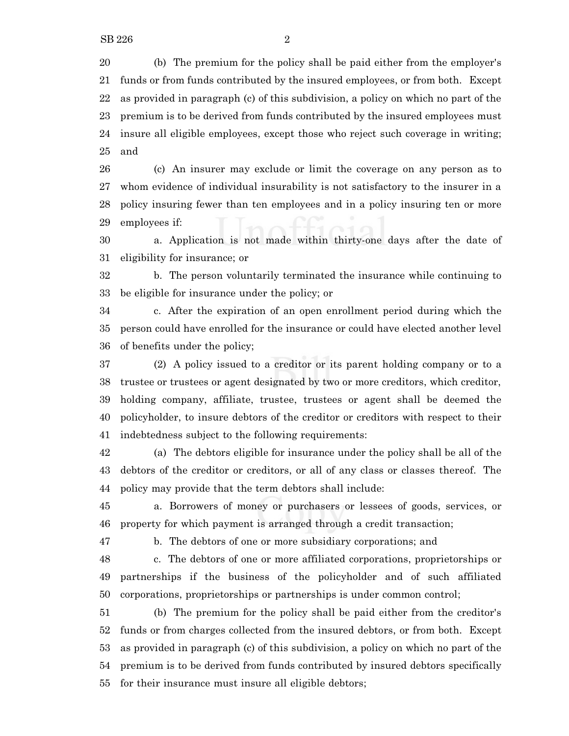(b) The premium for the policy shall be paid either from the employer's funds or from funds contributed by the insured employees, or from both. Except as provided in paragraph (c) of this subdivision, a policy on which no part of the premium is to be derived from funds contributed by the insured employees must insure all eligible employees, except those who reject such coverage in writing; and

(c) An insurer may exclude or limit the coverage on any person as to whom evidence of individual insurability is not satisfactory to the insurer in a policy insuring fewer than ten employees and in a policy insuring ten or more employees if:

a. Application is not made within thirty-one days after the date of eligibility for insurance; or

b. The person voluntarily terminated the insurance while continuing to be eligible for insurance under the policy; or

c. After the expiration of an open enrollment period during which the person could have enrolled for the insurance or could have elected another level of benefits under the policy;

(2) A policy issued to a creditor or its parent holding company or to a trustee or trustees or agent designated by two or more creditors, which creditor, holding company, affiliate, trustee, trustees or agent shall be deemed the policyholder, to insure debtors of the creditor or creditors with respect to their indebtedness subject to the following requirements:

(a) The debtors eligible for insurance under the policy shall be all of the debtors of the creditor or creditors, or all of any class or classes thereof. The policy may provide that the term debtors shall include:

a. Borrowers of money or purchasers or lessees of goods, services, or property for which payment is arranged through a credit transaction;

b. The debtors of one or more subsidiary corporations; and

c. The debtors of one or more affiliated corporations, proprietorships or partnerships if the business of the policyholder and of such affiliated corporations, proprietorships or partnerships is under common control;

(b) The premium for the policy shall be paid either from the creditor's funds or from charges collected from the insured debtors, or from both. Except as provided in paragraph (c) of this subdivision, a policy on which no part of the premium is to be derived from funds contributed by insured debtors specifically for their insurance must insure all eligible debtors;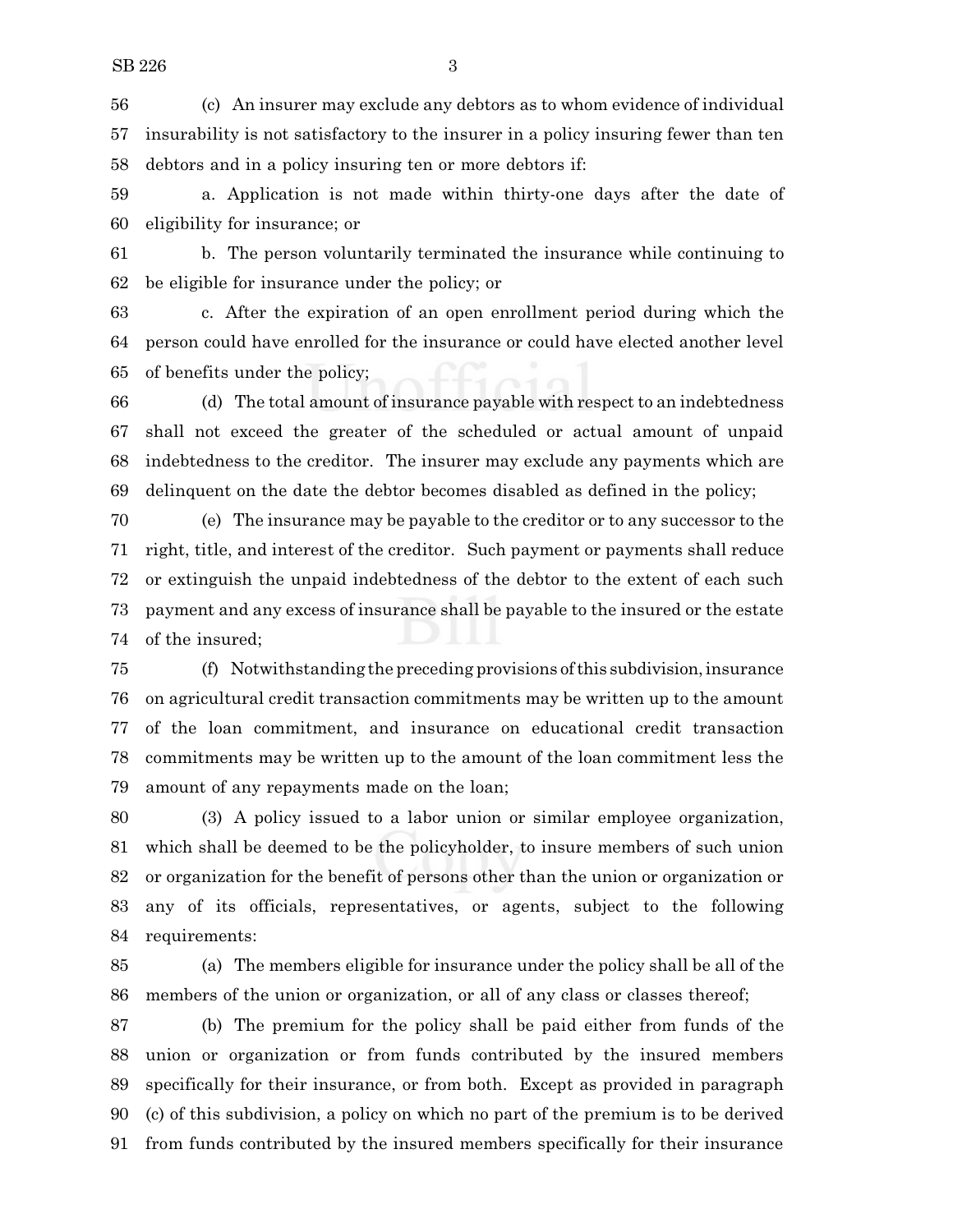(c) An insurer may exclude any debtors as to whom evidence of individual insurability is not satisfactory to the insurer in a policy insuring fewer than ten debtors and in a policy insuring ten or more debtors if:

a. Application is not made within thirty-one days after the date of eligibility for insurance; or

b. The person voluntarily terminated the insurance while continuing to be eligible for insurance under the policy; or

c. After the expiration of an open enrollment period during which the person could have enrolled for the insurance or could have elected another level of benefits under the policy;

(d) The total amount of insurance payable with respect to an indebtedness shall not exceed the greater of the scheduled or actual amount of unpaid indebtedness to the creditor. The insurer may exclude any payments which are delinquent on the date the debtor becomes disabled as defined in the policy;

(e) The insurance may be payable to the creditor or to any successor to the right, title, and interest of the creditor. Such payment or payments shall reduce or extinguish the unpaid indebtedness of the debtor to the extent of each such payment and any excess of insurance shall be payable to the insured or the estate of the insured;

(f) Notwithstanding the preceding provisions of this subdivision, insurance on agricultural credit transaction commitments may be written up to the amount of the loan commitment, and insurance on educational credit transaction commitments may be written up to the amount of the loan commitment less the amount of any repayments made on the loan;

(3) A policy issued to a labor union or similar employee organization, which shall be deemed to be the policyholder, to insure members of such union or organization for the benefit of persons other than the union or organization or any of its officials, representatives, or agents, subject to the following requirements:

(a) The members eligible for insurance under the policy shall be all of the members of the union or organization, or all of any class or classes thereof;

(b) The premium for the policy shall be paid either from funds of the union or organization or from funds contributed by the insured members specifically for their insurance, or from both. Except as provided in paragraph (c) of this subdivision, a policy on which no part of the premium is to be derived from funds contributed by the insured members specifically for their insurance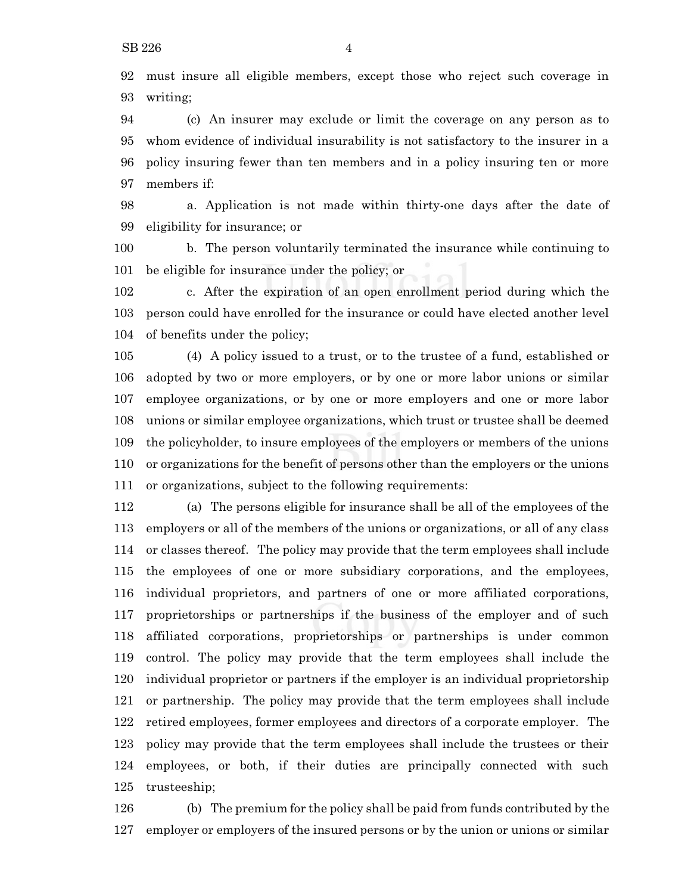must insure all eligible members, except those who reject such coverage in writing;

(c) An insurer may exclude or limit the coverage on any person as to whom evidence of individual insurability is not satisfactory to the insurer in a policy insuring fewer than ten members and in a policy insuring ten or more members if:

a. Application is not made within thirty-one days after the date of eligibility for insurance; or

b. The person voluntarily terminated the insurance while continuing to be eligible for insurance under the policy; or

c. After the expiration of an open enrollment period during which the person could have enrolled for the insurance or could have elected another level of benefits under the policy;

(4) A policy issued to a trust, or to the trustee of a fund, established or adopted by two or more employers, or by one or more labor unions or similar employee organizations, or by one or more employers and one or more labor unions or similar employee organizations, which trust or trustee shall be deemed the policyholder, to insure employees of the employers or members of the unions or organizations for the benefit of persons other than the employers or the unions or organizations, subject to the following requirements:

(a) The persons eligible for insurance shall be all of the employees of the employers or all of the members of the unions or organizations, or all of any class or classes thereof. The policy may provide that the term employees shall include the employees of one or more subsidiary corporations, and the employees, individual proprietors, and partners of one or more affiliated corporations, proprietorships or partnerships if the business of the employer and of such affiliated corporations, proprietorships or partnerships is under common control. The policy may provide that the term employees shall include the individual proprietor or partners if the employer is an individual proprietorship or partnership. The policy may provide that the term employees shall include retired employees, former employees and directors of a corporate employer. The policy may provide that the term employees shall include the trustees or their employees, or both, if their duties are principally connected with such trusteeship;

(b) The premium for the policy shall be paid from funds contributed by the employer or employers of the insured persons or by the union or unions or similar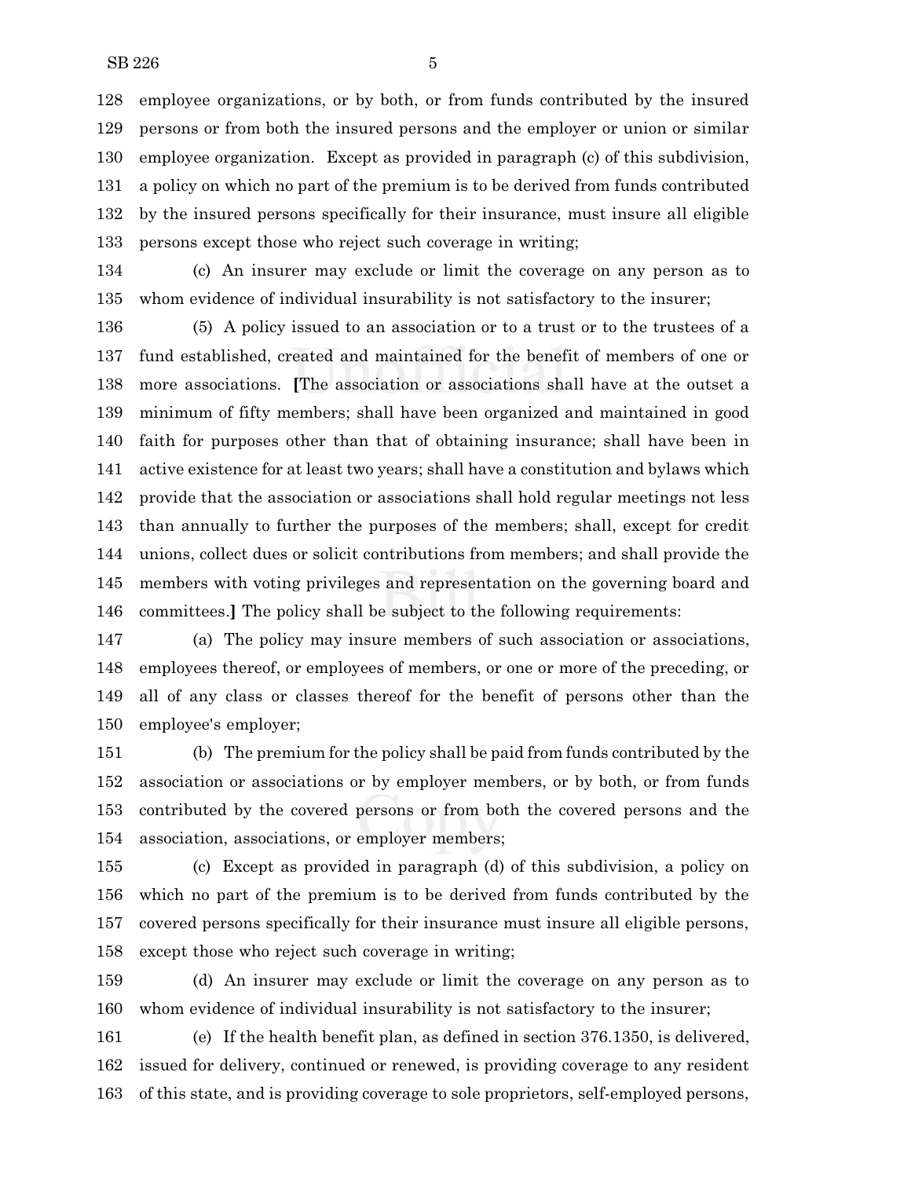128 employee organizations, or by both, or from funds contributed by the insured
129 persons or from both the insured persons and the employer or union or similar
130 employee organization. Except as provided in paragraph (c) of this subdivision,
131 a policy on which no part of the premium is to be derived from funds contributed
132 by the insured persons specifically for their insurance, must insure all eligible
133 persons except those who reject such coverage in writing;

134 (c) An insurer may exclude or limit the coverage on any person as to
135 whom evidence of individual insurability is not satisfactory to the insurer;

136 (5) A policy issued to an association or to a trust or to the trustees of a
137 fund established, created and maintained for the benefit of members of one or
138 more associations. **[**The association or associations shall have at the outset a
139 minimum of fifty members; shall have been organized and maintained in good
140 faith for purposes other than that of obtaining insurance; shall have been in
141 active existence for at least two years; shall have a constitution and bylaws which
142 provide that the association or associations shall hold regular meetings not less
143 than annually to further the purposes of the members; shall, except for credit
144 unions, collect dues or solicit contributions from members; and shall provide the
145 members with voting privileges and representation on the governing board and
146 committees.**]** The policy shall be subject to the following requirements:

147 (a) The policy may insure members of such association or associations,
148 employees thereof, or employees of members, or one or more of the preceding, or
149 all of any class or classes thereof for the benefit of persons other than the
150 employee's employer;

151 (b) The premium for the policy shall be paid from funds contributed by the
152 association or associations or by employer members, or by both, or from funds
153 contributed by the covered persons or from both the covered persons and the
154 association, associations, or employer members;

155 (c) Except as provided in paragraph (d) of this subdivision, a policy on
156 which no part of the premium is to be derived from funds contributed by the
157 covered persons specifically for their insurance must insure all eligible persons,
158 except those who reject such coverage in writing;

159 (d) An insurer may exclude or limit the coverage on any person as to
160 whom evidence of individual insurability is not satisfactory to the insurer;

161 (e) If the health benefit plan, as defined in section 376.1350, is delivered,
162 issued for delivery, continued or renewed, is providing coverage to any resident
163 of this state, and is providing coverage to sole proprietors, self-employed persons,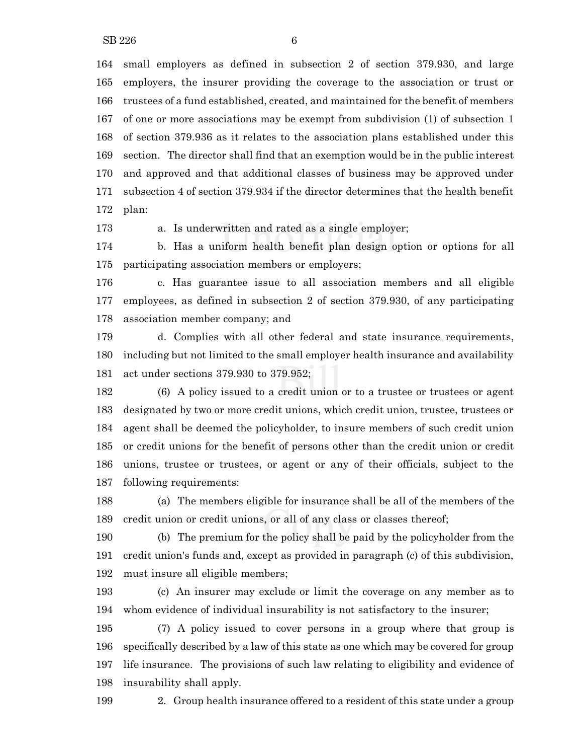small employers as defined in subsection 2 of section 379.930, and large employers, the insurer providing the coverage to the association or trust or trustees of a fund established, created, and maintained for the benefit of members of one or more associations may be exempt from subdivision (1) of subsection 1 of section 379.936 as it relates to the association plans established under this section. The director shall find that an exemption would be in the public interest and approved and that additional classes of business may be approved under subsection 4 of section 379.934 if the director determines that the health benefit plan:

a. Is underwritten and rated as a single employer;

b. Has a uniform health benefit plan design option or options for all participating association members or employers;

c. Has guarantee issue to all association members and all eligible employees, as defined in subsection 2 of section 379.930, of any participating association member company; and

d. Complies with all other federal and state insurance requirements, including but not limited to the small employer health insurance and availability act under sections 379.930 to 379.952;

(6) A policy issued to a credit union or to a trustee or trustees or agent designated by two or more credit unions, which credit union, trustee, trustees or agent shall be deemed the policyholder, to insure members of such credit union or credit unions for the benefit of persons other than the credit union or credit unions, trustee or trustees, or agent or any of their officials, subject to the following requirements:

(a) The members eligible for insurance shall be all of the members of the credit union or credit unions, or all of any class or classes thereof;

(b) The premium for the policy shall be paid by the policyholder from the credit union's funds and, except as provided in paragraph (c) of this subdivision, must insure all eligible members;

(c) An insurer may exclude or limit the coverage on any member as to whom evidence of individual insurability is not satisfactory to the insurer;

(7) A policy issued to cover persons in a group where that group is specifically described by a law of this state as one which may be covered for group life insurance. The provisions of such law relating to eligibility and evidence of insurability shall apply.

2. Group health insurance offered to a resident of this state under a group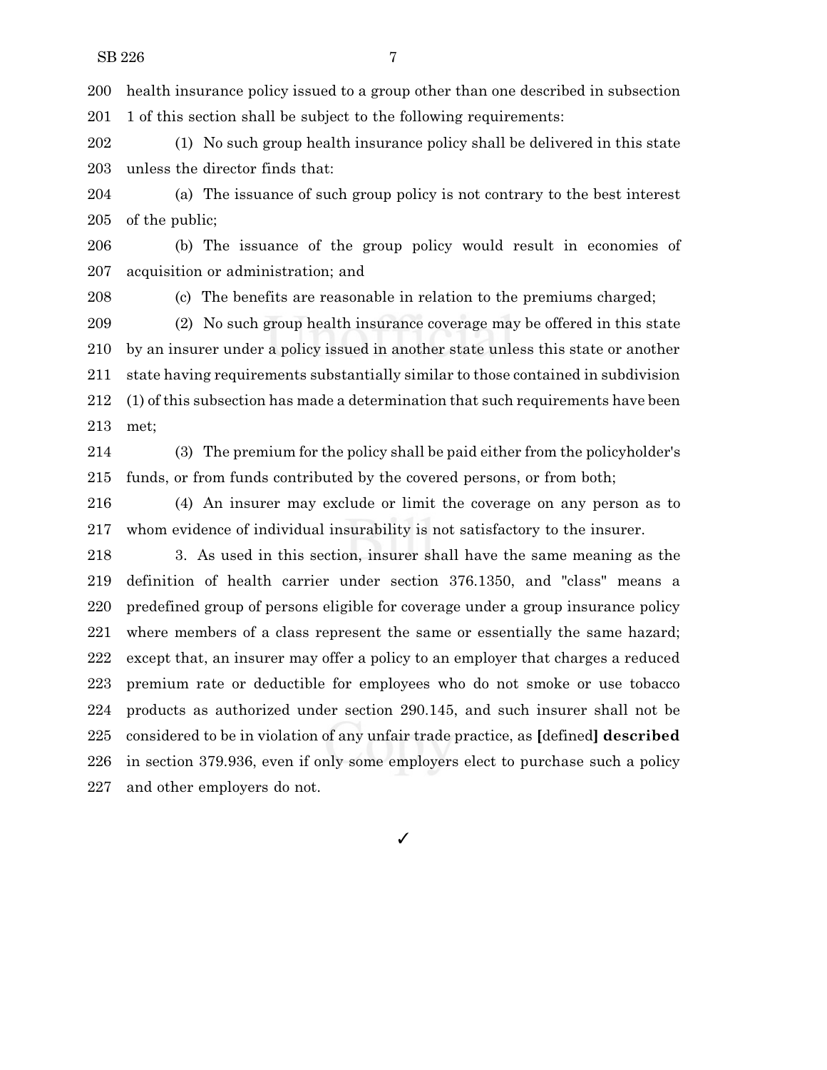health insurance policy issued to a group other than one described in subsection 1 of this section shall be subject to the following requirements:

(1) No such group health insurance policy shall be delivered in this state unless the director finds that:

(a) The issuance of such group policy is not contrary to the best interest of the public;

(b) The issuance of the group policy would result in economies of acquisition or administration; and

(c) The benefits are reasonable in relation to the premiums charged;

(2) No such group health insurance coverage may be offered in this state by an insurer under a policy issued in another state unless this state or another state having requirements substantially similar to those contained in subdivision (1) of this subsection has made a determination that such requirements have been met;

(3) The premium for the policy shall be paid either from the policyholder's funds, or from funds contributed by the covered persons, or from both;

(4) An insurer may exclude or limit the coverage on any person as to whom evidence of individual insurability is not satisfactory to the insurer.

3. As used in this section, insurer shall have the same meaning as the definition of health carrier under section 376.1350, and "class" means a predefined group of persons eligible for coverage under a group insurance policy where members of a class represent the same or essentially the same hazard; except that, an insurer may offer a policy to an employer that charges a reduced premium rate or deductible for employees who do not smoke or use tobacco products as authorized under section 290.145, and such insurer shall not be considered to be in violation of any unfair trade practice, as **[**defined**]** **described** in section 379.936, even if only some employers elect to purchase such a policy and other employers do not.

✓